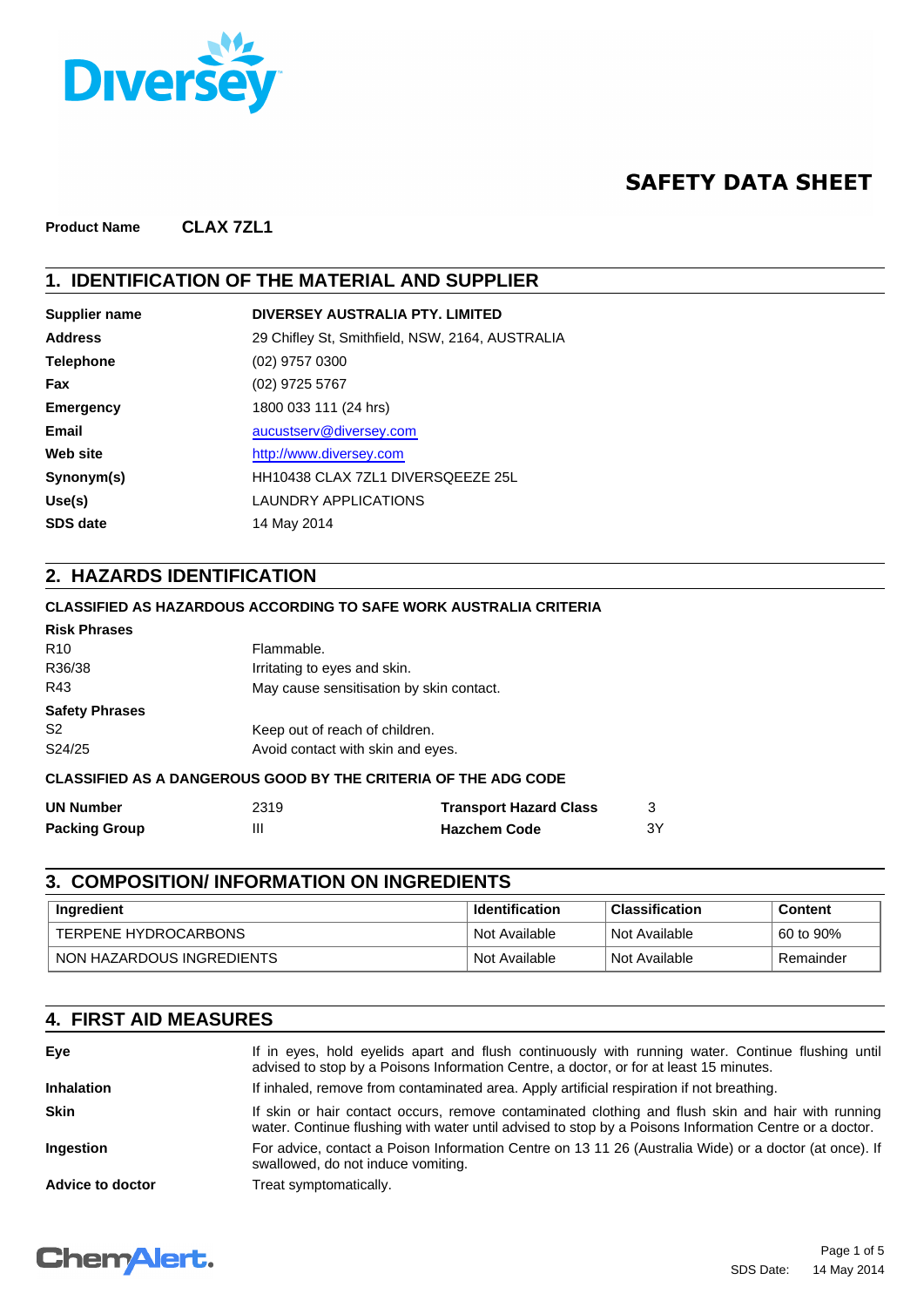# SAFETY DATA SHEET

**Product Name** **CLAX 7ZL1**

## 1. IDENTIFICATION OF THE MATERIAL AND SUPPLIER

| | |
|---|---|
| **Supplier name** | **DIVERSEY AUSTRALIA PTY. LIMITED** |
| **Address** | 29 Chifley St, Smithfield, NSW, 2164, AUSTRALIA |
| **Telephone** | (02) 9757 0300 |
| **Fax** | (02) 9725 5767 |
| **Emergency** | 1800 033 111 (24 hrs) |
| **Email** | aucustserv@diversey.com |
| **Web site** | http://www.diversey.com |
| **Synonym(s)** | HH10438 CLAX 7ZL1 DIVERSQEEZE 25L |
| **Use(s)** | LAUNDRY APPLICATIONS |
| **SDS date** | 14 May 2014 |

## 2. HAZARDS IDENTIFICATION

**CLASSIFIED AS HAZARDOUS ACCORDING TO SAFE WORK AUSTRALIA CRITERIA**

**Risk Phrases**

| | |
|---|---|
| R10 | Flammable. |
| R36/38 | Irritating to eyes and skin. |
| R43 | May cause sensitisation by skin contact. |

**Safety Phrases**

| | |
|---|---|
| S2 | Keep out of reach of children. |
| S24/25 | Avoid contact with skin and eyes. |

**CLASSIFIED AS A DANGEROUS GOOD BY THE CRITERIA OF THE ADG CODE**

| | | | |
|---|---|---|---|
| **UN Number** | 2319 | **Transport Hazard Class** | 3 |
| **Packing Group** | III | **Hazchem Code** | 3Y |

## 3. COMPOSITION/ INFORMATION ON INGREDIENTS

| Ingredient | Identification | Classification | Content |
|---|---|---|---|
| TERPENE HYDROCARBONS | Not Available | Not Available | 60 to 90% |
| NON HAZARDOUS INGREDIENTS | Not Available | Not Available | Remainder |

## 4. FIRST AID MEASURES

| | |
|---|---|
| **Eye** | If in eyes, hold eyelids apart and flush continuously with running water. Continue flushing until advised to stop by a Poisons Information Centre, a doctor, or for at least 15 minutes. |
| **Inhalation** | If inhaled, remove from contaminated area. Apply artificial respiration if not breathing. |
| **Skin** | If skin or hair contact occurs, remove contaminated clothing and flush skin and hair with running water. Continue flushing with water until advised to stop by a Poisons Information Centre or a doctor. |
| **Ingestion** | For advice, contact a Poison Information Centre on 13 11 26 (Australia Wide) or a doctor (at once). If swallowed, do not induce vomiting. |
| **Advice to doctor** | Treat symptomatically. |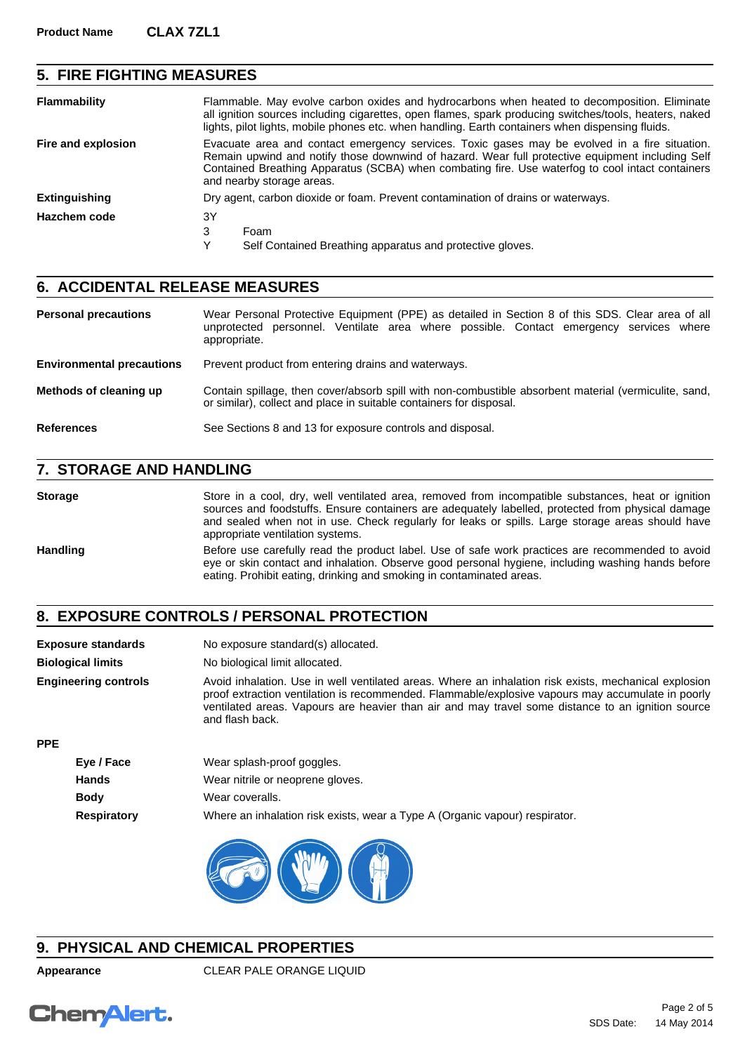**Product Name** **CLAX 7ZL1**

## 5. FIRE FIGHTING MEASURES

| | |
|---|---|
| **Flammability** | Flammable. May evolve carbon oxides and hydrocarbons when heated to decomposition. Eliminate all ignition sources including cigarettes, open flames, spark producing switches/tools, heaters, naked lights, pilot lights, mobile phones etc. when handling. Earth containers when dispensing fluids. |
| **Fire and explosion** | Evacuate area and contact emergency services. Toxic gases may be evolved in a fire situation. Remain upwind and notify those downwind of hazard. Wear full protective equipment including Self Contained Breathing Apparatus (SCBA) when combating fire. Use waterfog to cool intact containers and nearby storage areas. |
| **Extinguishing** | Dry agent, carbon dioxide or foam. Prevent contamination of drains or waterways. |
| **Hazchem code** | 3Y<br>3 Foam<br>Y Self Contained Breathing apparatus and protective gloves. |

## 6. ACCIDENTAL RELEASE MEASURES

| | |
|---|---|
| **Personal precautions** | Wear Personal Protective Equipment (PPE) as detailed in Section 8 of this SDS. Clear area of all unprotected personnel. Ventilate area where possible. Contact emergency services where appropriate. |
| **Environmental precautions** | Prevent product from entering drains and waterways. |
| **Methods of cleaning up** | Contain spillage, then cover/absorb spill with non-combustible absorbent material (vermiculite, sand, or similar), collect and place in suitable containers for disposal. |
| **References** | See Sections 8 and 13 for exposure controls and disposal. |

## 7. STORAGE AND HANDLING

| | |
|---|---|
| **Storage** | Store in a cool, dry, well ventilated area, removed from incompatible substances, heat or ignition sources and foodstuffs. Ensure containers are adequately labelled, protected from physical damage and sealed when not in use. Check regularly for leaks or spills. Large storage areas should have appropriate ventilation systems. |
| **Handling** | Before use carefully read the product label. Use of safe work practices are recommended to avoid eye or skin contact and inhalation. Observe good personal hygiene, including washing hands before eating. Prohibit eating, drinking and smoking in contaminated areas. |

## 8. EXPOSURE CONTROLS / PERSONAL PROTECTION

| | |
|---|---|
| **Exposure standards** | No exposure standard(s) allocated. |
| **Biological limits** | No biological limit allocated. |
| **Engineering controls** | Avoid inhalation. Use in well ventilated areas. Where an inhalation risk exists, mechanical explosion proof extraction ventilation is recommended. Flammable/explosive vapours may accumulate in poorly ventilated areas. Vapours are heavier than air and may travel some distance to an ignition source and flash back. |

**PPE**

| | |
|---|---|
| **Eye / Face** | Wear splash-proof goggles. |
| **Hands** | Wear nitrile or neoprene gloves. |
| **Body** | Wear coveralls. |
| **Respiratory** | Where an inhalation risk exists, wear a Type A (Organic vapour) respirator. |

## 9. PHYSICAL AND CHEMICAL PROPERTIES

| | |
|---|---|
| **Appearance** | CLEAR PALE ORANGE LIQUID |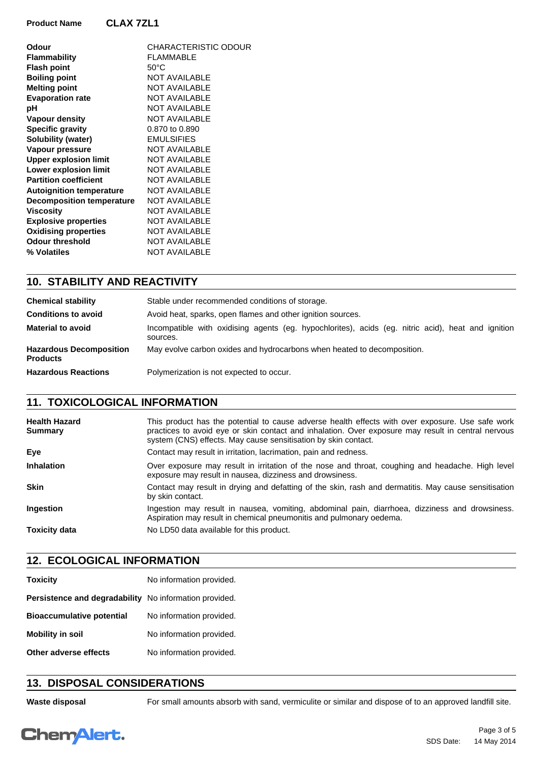| | |
|---|---|
| **Odour** | CHARACTERISTIC ODOUR |
| **Flammability** | FLAMMABLE |
| **Flash point** | 50°C |
| **Boiling point** | NOT AVAILABLE |
| **Melting point** | NOT AVAILABLE |
| **Evaporation rate** | NOT AVAILABLE |
| **pH** | NOT AVAILABLE |
| **Vapour density** | NOT AVAILABLE |
| **Specific gravity** | 0.870 to 0.890 |
| **Solubility (water)** | EMULSIFIES |
| **Vapour pressure** | NOT AVAILABLE |
| **Upper explosion limit** | NOT AVAILABLE |
| **Lower explosion limit** | NOT AVAILABLE |
| **Partition coefficient** | NOT AVAILABLE |
| **Autoignition temperature** | NOT AVAILABLE |
| **Decomposition temperature** | NOT AVAILABLE |
| **Viscosity** | NOT AVAILABLE |
| **Explosive properties** | NOT AVAILABLE |
| **Oxidising properties** | NOT AVAILABLE |
| **Odour threshold** | NOT AVAILABLE |
| **% Volatiles** | NOT AVAILABLE |

## 10. STABILITY AND REACTIVITY

| | |
|---|---|
| **Chemical stability** | Stable under recommended conditions of storage. |
| **Conditions to avoid** | Avoid heat, sparks, open flames and other ignition sources. |
| **Material to avoid** | Incompatible with oxidising agents (eg. hypochlorites), acids (eg. nitric acid), heat and ignition sources. |
| **Hazardous Decomposition Products** | May evolve carbon oxides and hydrocarbons when heated to decomposition. |
| **Hazardous Reactions** | Polymerization is not expected to occur. |

## 11. TOXICOLOGICAL INFORMATION

| | |
|---|---|
| **Health Hazard Summary** | This product has the potential to cause adverse health effects with over exposure. Use safe work practices to avoid eye or skin contact and inhalation. Over exposure may result in central nervous system (CNS) effects. May cause sensitisation by skin contact. |
| **Eye** | Contact may result in irritation, lacrimation, pain and redness. |
| **Inhalation** | Over exposure may result in irritation of the nose and throat, coughing and headache. High level exposure may result in nausea, dizziness and drowsiness. |
| **Skin** | Contact may result in drying and defatting of the skin, rash and dermatitis. May cause sensitisation by skin contact. |
| **Ingestion** | Ingestion may result in nausea, vomiting, abdominal pain, diarrhoea, dizziness and drowsiness. Aspiration may result in chemical pneumonitis and pulmonary oedema. |
| **Toxicity data** | No LD50 data available for this product. |

## 12. ECOLOGICAL INFORMATION

| | |
|---|---|
| **Toxicity** | No information provided. |
| **Persistence and degradability** | No information provided. |
| **Bioaccumulative potential** | No information provided. |
| **Mobility in soil** | No information provided. |
| **Other adverse effects** | No information provided. |

## 13. DISPOSAL CONSIDERATIONS

| | |
|---|---|
| **Waste disposal** | For small amounts absorb with sand, vermiculite or similar and dispose of to an approved landfill site. |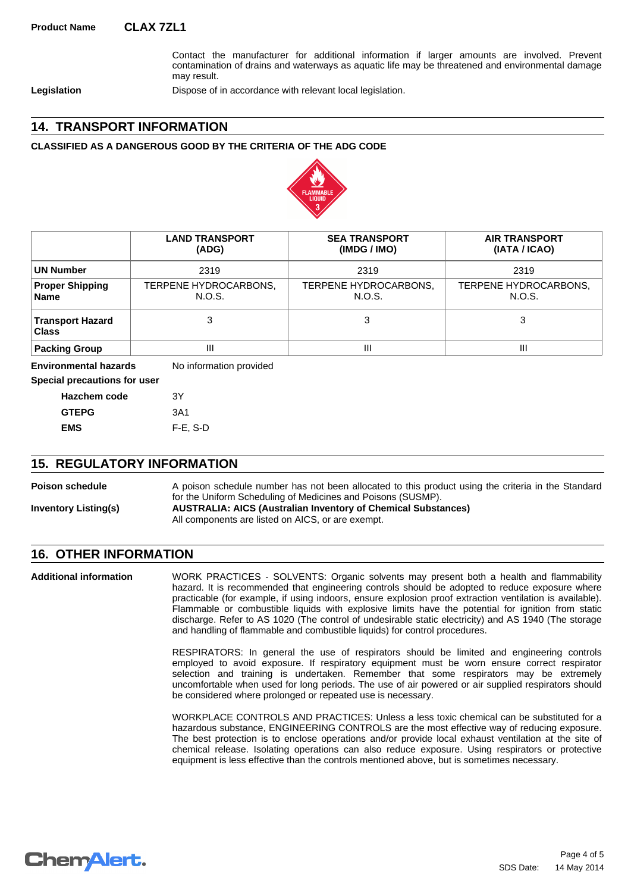**Product Name** **CLAX 7ZL1**

Contact the manufacturer for additional information if larger amounts are involved. Prevent contamination of drains and waterways as aquatic life may be threatened and environmental damage may result.

**Legislation** Dispose of in accordance with relevant local legislation.

## 14. TRANSPORT INFORMATION

**CLASSIFIED AS A DANGEROUS GOOD BY THE CRITERIA OF THE ADG CODE**

| | LAND TRANSPORT (ADG) | SEA TRANSPORT (IMDG / IMO) | AIR TRANSPORT (IATA / ICAO) |
|---|---|---|---|
| **UN Number** | 2319 | 2319 | 2319 |
| **Proper Shipping Name** | TERPENE HYDROCARBONS, N.O.S. | TERPENE HYDROCARBONS, N.O.S. | TERPENE HYDROCARBONS, N.O.S. |
| **Transport Hazard Class** | 3 | 3 | 3 |
| **Packing Group** | III | III | III |

**Environmental hazards** No information provided

**Special precautions for user**

- **Hazchem code** 3Y
- **GTEPG** 3A1
- **EMS** F-E, S-D

## 15. REGULATORY INFORMATION

**Poison schedule** A poison schedule number has not been allocated to this product using the criteria in the Standard for the Uniform Scheduling of Medicines and Poisons (SUSMP).

**Inventory Listing(s)** **AUSTRALIA: AICS (Australian Inventory of Chemical Substances)**
All components are listed on AICS, or are exempt.

## 16. OTHER INFORMATION

**Additional information**

WORK PRACTICES - SOLVENTS: Organic solvents may present both a health and flammability hazard. It is recommended that engineering controls should be adopted to reduce exposure where practicable (for example, if using indoors, ensure explosion proof extraction ventilation is available). Flammable or combustible liquids with explosive limits have the potential for ignition from static discharge. Refer to AS 1020 (The control of undesirable static electricity) and AS 1940 (The storage and handling of flammable and combustible liquids) for control procedures.

RESPIRATORS: In general the use of respirators should be limited and engineering controls employed to avoid exposure. If respiratory equipment must be worn ensure correct respirator selection and training is undertaken. Remember that some respirators may be extremely uncomfortable when used for long periods. The use of air powered or air supplied respirators should be considered where prolonged or repeated use is necessary.

WORKPLACE CONTROLS AND PRACTICES: Unless a less toxic chemical can be substituted for a hazardous substance, ENGINEERING CONTROLS are the most effective way of reducing exposure. The best protection is to enclose operations and/or provide local exhaust ventilation at the site of chemical release. Isolating operations can also reduce exposure. Using respirators or protective equipment is less effective than the controls mentioned above, but is sometimes necessary.

SDS Date: 14 May 2014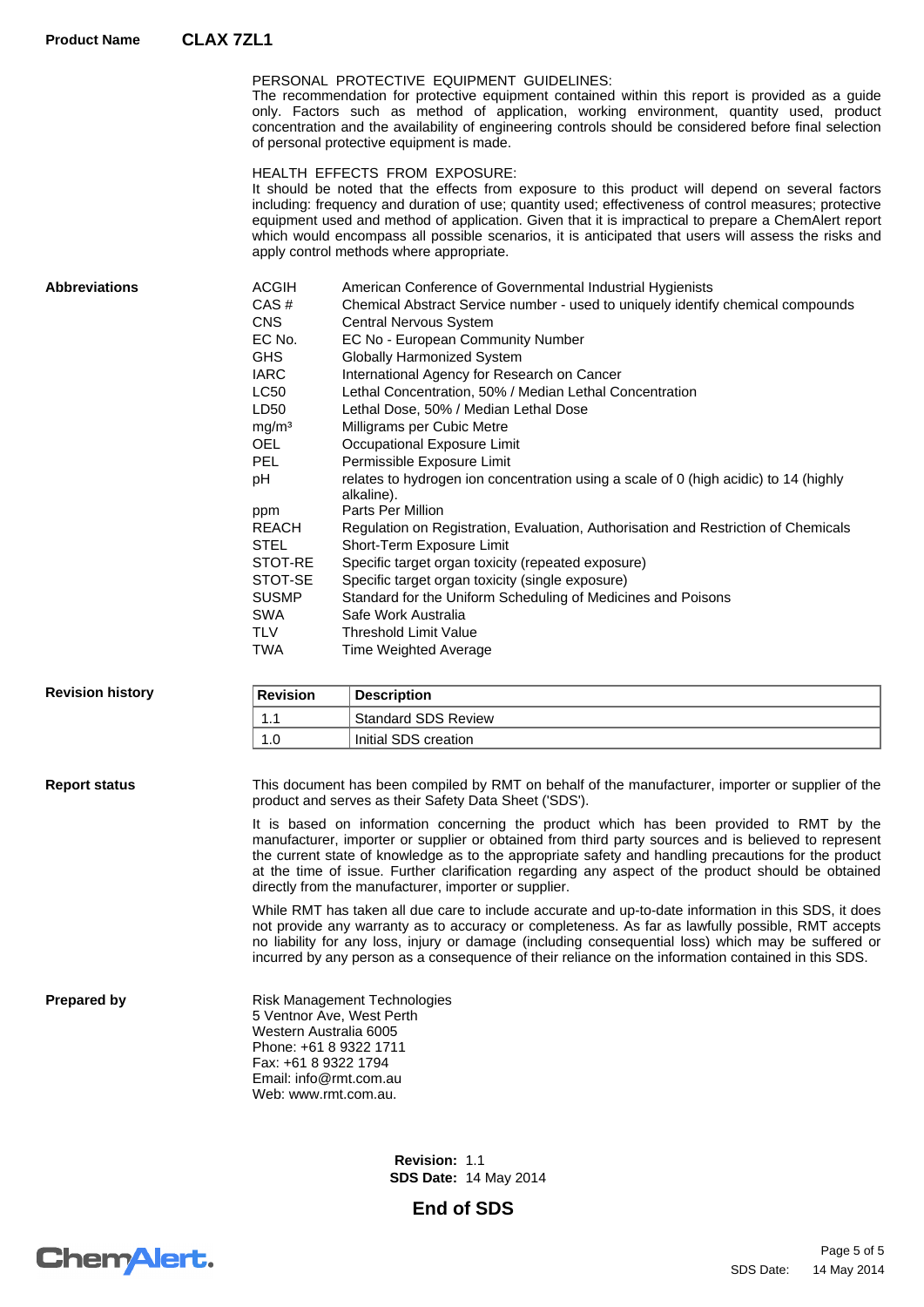PERSONAL PROTECTIVE EQUIPMENT GUIDELINES:
The recommendation for protective equipment contained within this report is provided as a guide only. Factors such as method of application, working environment, quantity used, product concentration and the availability of engineering controls should be considered before final selection of personal protective equipment is made.

HEALTH EFFECTS FROM EXPOSURE:
It should be noted that the effects from exposure to this product will depend on several factors including: frequency and duration of use; quantity used; effectiveness of control measures; protective equipment used and method of application. Given that it is impractical to prepare a ChemAlert report which would encompass all possible scenarios, it is anticipated that users will assess the risks and apply control methods where appropriate.

**Abbreviations**

| | |
|---|---|
| ACGIH | American Conference of Governmental Industrial Hygienists |
| CAS # | Chemical Abstract Service number - used to uniquely identify chemical compounds |
| CNS | Central Nervous System |
| EC No. | EC No - European Community Number |
| GHS | Globally Harmonized System |
| IARC | International Agency for Research on Cancer |
| LC50 | Lethal Concentration, 50% / Median Lethal Concentration |
| LD50 | Lethal Dose, 50% / Median Lethal Dose |
| $mg/m^3$ | Milligrams per Cubic Metre |
| OEL | Occupational Exposure Limit |
| PEL | Permissible Exposure Limit |
| pH | relates to hydrogen ion concentration using a scale of 0 (high acidic) to 14 (highly alkaline). |
| ppm | Parts Per Million |
| REACH | Regulation on Registration, Evaluation, Authorisation and Restriction of Chemicals |
| STEL | Short-Term Exposure Limit |
| STOT-RE | Specific target organ toxicity (repeated exposure) |
| STOT-SE | Specific target organ toxicity (single exposure) |
| SUSMP | Standard for the Uniform Scheduling of Medicines and Poisons |
| SWA | Safe Work Australia |
| TLV | Threshold Limit Value |
| TWA | Time Weighted Average |

**Revision history**

| Revision | Description |
|---|---|
| 1.1 | Standard SDS Review |
| 1.0 | Initial SDS creation |

**Report status**

This document has been compiled by RMT on behalf of the manufacturer, importer or supplier of the product and serves as their Safety Data Sheet ('SDS').

It is based on information concerning the product which has been provided to RMT by the manufacturer, importer or supplier or obtained from third party sources and is believed to represent the current state of knowledge as to the appropriate safety and handling precautions for the product at the time of issue. Further clarification regarding any aspect of the product should be obtained directly from the manufacturer, importer or supplier.

While RMT has taken all due care to include accurate and up-to-date information in this SDS, it does not provide any warranty as to accuracy or completeness. As far as lawfully possible, RMT accepts no liability for any loss, injury or damage (including consequential loss) which may be suffered or incurred by any person as a consequence of their reliance on the information contained in this SDS.

**Prepared by**

Risk Management Technologies
5 Ventnor Ave, West Perth
Western Australia 6005
Phone: +61 8 9322 1711
Fax: +61 8 9322 1794
Email: info@rmt.com.au
Web: www.rmt.com.au.

**Revision:** 1.1
**SDS Date:** 14 May 2014

**End of SDS**